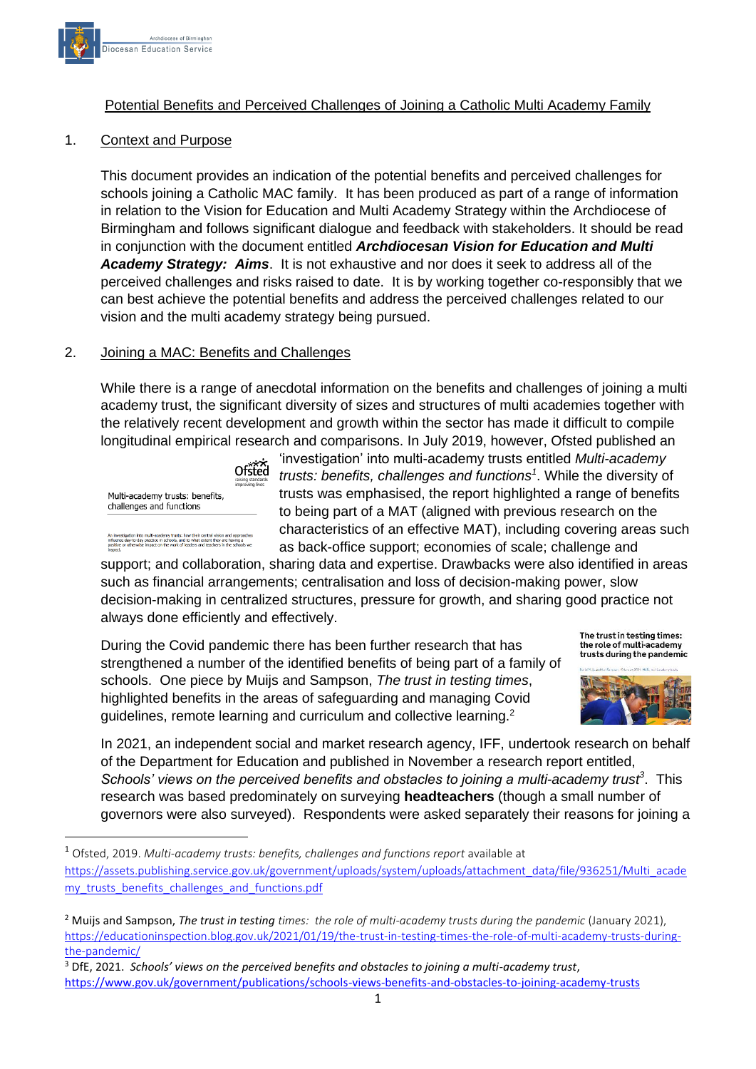## Potential Benefits and Perceived Challenges of Joining a Catholic Multi Academy Family

### 1. Context and Purpose

This document provides an indication of the potential benefits and perceived challenges for schools joining a Catholic MAC family. It has been produced as part of a range of information in relation to the Vision for Education and Multi Academy Strategy within the Archdiocese of Birmingham and follows significant dialogue and feedback with stakeholders. It should be read in conjunction with the document entitled ***Archdiocesan Vision for Education and Multi Academy Strategy: Aims***. It is not exhaustive and nor does it seek to address all of the perceived challenges and risks raised to date. It is by working together co-responsibly that we can best achieve the potential benefits and address the perceived challenges related to our vision and the multi academy strategy being pursued.

### 2. Joining a MAC: Benefits and Challenges

While there is a range of anecdotal information on the benefits and challenges of joining a multi academy trust, the significant diversity of sizes and structures of multi academies together with the relatively recent development and growth within the sector has made it difficult to compile longitudinal empirical research and comparisons. In July 2019, however, Ofsted published an 'investigation' into multi-academy trusts entitled *Multi-academy trusts: benefits, challenges and functions*[1]. While the diversity of trusts was emphasised, the report highlighted a range of benefits to being part of a MAT (aligned with previous research on the characteristics of an effective MAT), including covering areas such as back-office support; economies of scale; challenge and support; and collaboration, sharing data and expertise. Drawbacks were also identified in areas such as financial arrangements; centralisation and loss of decision-making power, slow decision-making in centralized structures, pressure for growth, and sharing good practice not always done efficiently and effectively.

During the Covid pandemic there has been further research that has strengthened a number of the identified benefits of being part of a family of schools. One piece by Muijs and Sampson, *The trust in testing times*, highlighted benefits in the areas of safeguarding and managing Covid guidelines, remote learning and curriculum and collective learning.[2]

In 2021, an independent social and market research agency, IFF, undertook research on behalf of the Department for Education and published in November a research report entitled, *Schools' views on the perceived benefits and obstacles to joining a multi-academy trust*[3]. This research was based predominately on surveying **headteachers** (though a small number of governors were also surveyed). Respondents were asked separately their reasons for joining a

---

[1] Ofsted, 2019. *Multi-academy trusts: benefits, challenges and functions report* available at https://assets.publishing.service.gov.uk/government/uploads/system/uploads/attachment_data/file/936251/Multi_academy_trusts_benefits_challenges_and_functions.pdf

[2] Muijs and Sampson, *The trust in testing times: the role of multi-academy trusts during the pandemic* (January 2021), https://educationinspection.blog.gov.uk/2021/01/19/the-trust-in-testing-times-the-role-of-multi-academy-trusts-during-the-pandemic/

[3] DfE, 2021. *Schools' views on the perceived benefits and obstacles to joining a multi-academy trust*, https://www.gov.uk/government/publications/schools-views-benefits-and-obstacles-to-joining-academy-trusts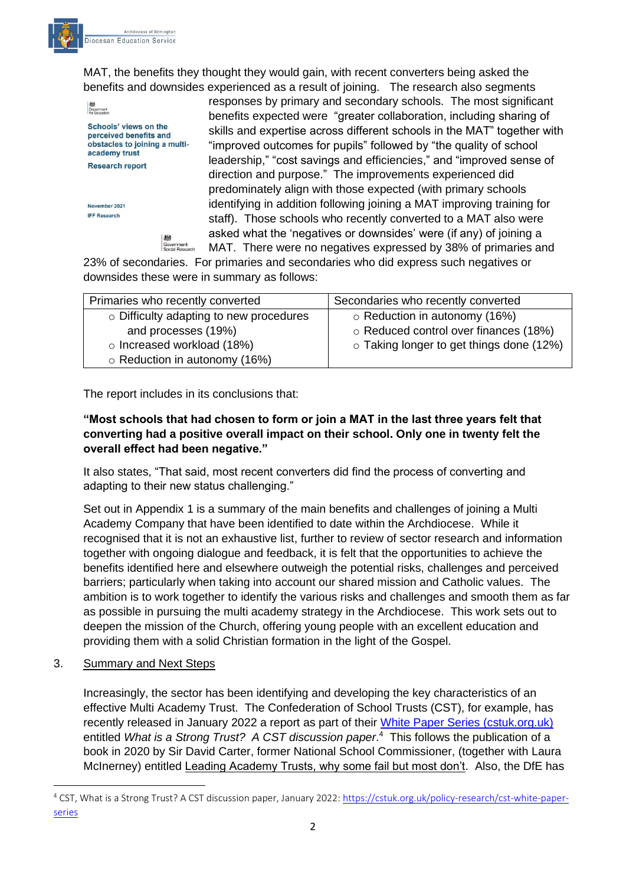MAT, the benefits they thought they would gain, with recent converters being asked the benefits and downsides experienced as a result of joining. The research also segments responses by primary and secondary schools. The most significant benefits expected were "greater collaboration, including sharing of skills and expertise across different schools in the MAT" together with "improved outcomes for pupils" followed by "the quality of school leadership," "cost savings and efficiencies," and "improved sense of direction and purpose." The improvements experienced did predominately align with those expected (with primary schools identifying in addition following joining a MAT improving training for staff). Those schools who recently converted to a MAT also were asked what the 'negatives or downsides' were (if any) of joining a MAT. There were no negatives expressed by 38% of primaries and 23% of secondaries. For primaries and secondaries who did express such negatives or downsides these were in summary as follows:

Department for Education

**Schools' views on the perceived benefits and obstacles to joining a multi-academy trust**

**Research report**

November 2021

IFF Research

Government Social Research

| Primaries who recently converted | Secondaries who recently converted |
|---|---|
| ○ Difficulty adapting to new procedures and processes (19%)<br>○ Increased workload (18%)<br>○ Reduction in autonomy (16%) | ○ Reduction in autonomy (16%)<br>○ Reduced control over finances (18%)<br>○ Taking longer to get things done (12%) |

The report includes in its conclusions that:

**"Most schools that had chosen to form or join a MAT in the last three years felt that converting had a positive overall impact on their school. Only one in twenty felt the overall effect had been negative."**

It also states, "That said, most recent converters did find the process of converting and adapting to their new status challenging."

Set out in Appendix 1 is a summary of the main benefits and challenges of joining a Multi Academy Company that have been identified to date within the Archdiocese. While it recognised that it is not an exhaustive list, further to review of sector research and information together with ongoing dialogue and feedback, it is felt that the opportunities to achieve the benefits identified here and elsewhere outweigh the potential risks, challenges and perceived barriers; particularly when taking into account our shared mission and Catholic values. The ambition is to work together to identify the various risks and challenges and smooth them as far as possible in pursuing the multi academy strategy in the Archdiocese. This work sets out to deepen the mission of the Church, offering young people with an excellent education and providing them with a solid Christian formation in the light of the Gospel.

3. Summary and Next Steps

Increasingly, the sector has been identifying and developing the key characteristics of an effective Multi Academy Trust. The Confederation of School Trusts (CST), for example, has recently released in January 2022 a report as part of their [White Paper Series (cstuk.org.uk)](https://cstuk.org.uk/policy-research/cst-white-paper-series) entitled *What is a Strong Trust? A CST discussion paper*.[4] This follows the publication of a book in 2020 by Sir David Carter, former National School Commissioner, (together with Laura McInerney) entitled Leading Academy Trusts, why some fail but most don't. Also, the DfE has

[4] CST, What is a Strong Trust? A CST discussion paper, January 2022: https://cstuk.org.uk/policy-research/cst-white-paper-series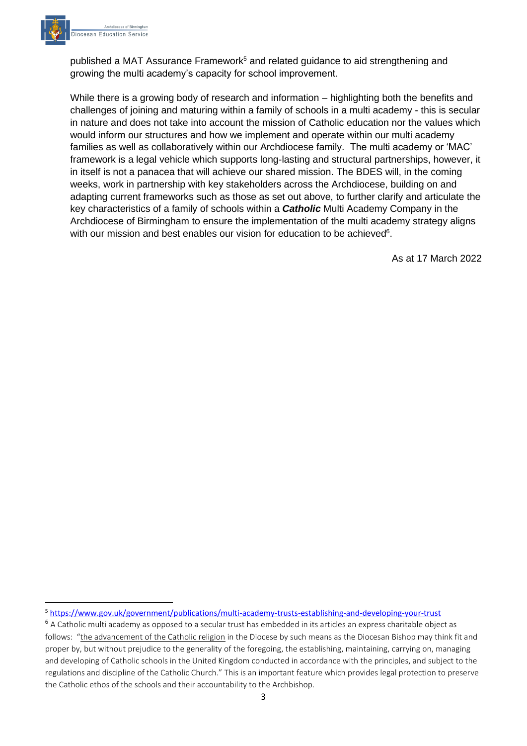published a MAT Assurance Framework[5] and related guidance to aid strengthening and growing the multi academy's capacity for school improvement.

While there is a growing body of research and information – highlighting both the benefits and challenges of joining and maturing within a family of schools in a multi academy - this is secular in nature and does not take into account the mission of Catholic education nor the values which would inform our structures and how we implement and operate within our multi academy families as well as collaboratively within our Archdiocese family. The multi academy or 'MAC' framework is a legal vehicle which supports long-lasting and structural partnerships, however, it in itself is not a panacea that will achieve our shared mission. The BDES will, in the coming weeks, work in partnership with key stakeholders across the Archdiocese, building on and adapting current frameworks such as those as set out above, to further clarify and articulate the key characteristics of a family of schools within a ***Catholic*** Multi Academy Company in the Archdiocese of Birmingham to ensure the implementation of the multi academy strategy aligns with our mission and best enables our vision for education to be achieved[6].

As at 17 March 2022

---

[5] https://www.gov.uk/government/publications/multi-academy-trusts-establishing-and-developing-your-trust

[6] A Catholic multi academy as opposed to a secular trust has embedded in its articles an express charitable object as follows: "the advancement of the Catholic religion in the Diocese by such means as the Diocesan Bishop may think fit and proper by, but without prejudice to the generality of the foregoing, the establishing, maintaining, carrying on, managing and developing of Catholic schools in the United Kingdom conducted in accordance with the principles, and subject to the regulations and discipline of the Catholic Church." This is an important feature which provides legal protection to preserve the Catholic ethos of the schools and their accountability to the Archbishop.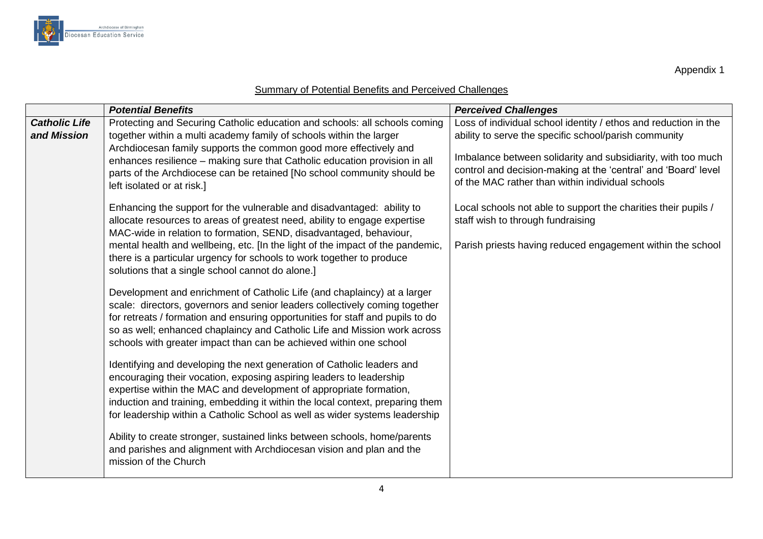Appendix 1

## Summary of Potential Benefits and Perceived Challenges

| | ***Potential Benefits*** | ***Perceived Challenges*** |
|---|---|---|
| ***Catholic Life and Mission*** | Protecting and Securing Catholic education and schools: all schools coming together within a multi academy family of schools within the larger Archdiocesan family supports the common good more effectively and enhances resilience – making sure that Catholic education provision in all parts of the Archdiocese can be retained [No school community should be left isolated or at risk.]<br><br>Enhancing the support for the vulnerable and disadvantaged: ability to allocate resources to areas of greatest need, ability to engage expertise MAC-wide in relation to formation, SEND, disadvantaged, behaviour, mental health and wellbeing, etc. [In the light of the impact of the pandemic, there is a particular urgency for schools to work together to produce solutions that a single school cannot do alone.]<br><br>Development and enrichment of Catholic Life (and chaplaincy) at a larger scale: directors, governors and senior leaders collectively coming together for retreats / formation and ensuring opportunities for staff and pupils to do so as well; enhanced chaplaincy and Catholic Life and Mission work across schools with greater impact than can be achieved within one school<br><br>Identifying and developing the next generation of Catholic leaders and encouraging their vocation, exposing aspiring leaders to leadership expertise within the MAC and development of appropriate formation, induction and training, embedding it within the local context, preparing them for leadership within a Catholic School as well as wider systems leadership<br><br>Ability to create stronger, sustained links between schools, home/parents and parishes and alignment with Archdiocesan vision and plan and the mission of the Church | Loss of individual school identity / ethos and reduction in the ability to serve the specific school/parish community<br><br>Imbalance between solidarity and subsidiarity, with too much control and decision-making at the 'central' and 'Board' level of the MAC rather than within individual schools<br><br>Local schools not able to support the charities their pupils / staff wish to through fundraising<br><br>Parish priests having reduced engagement within the school |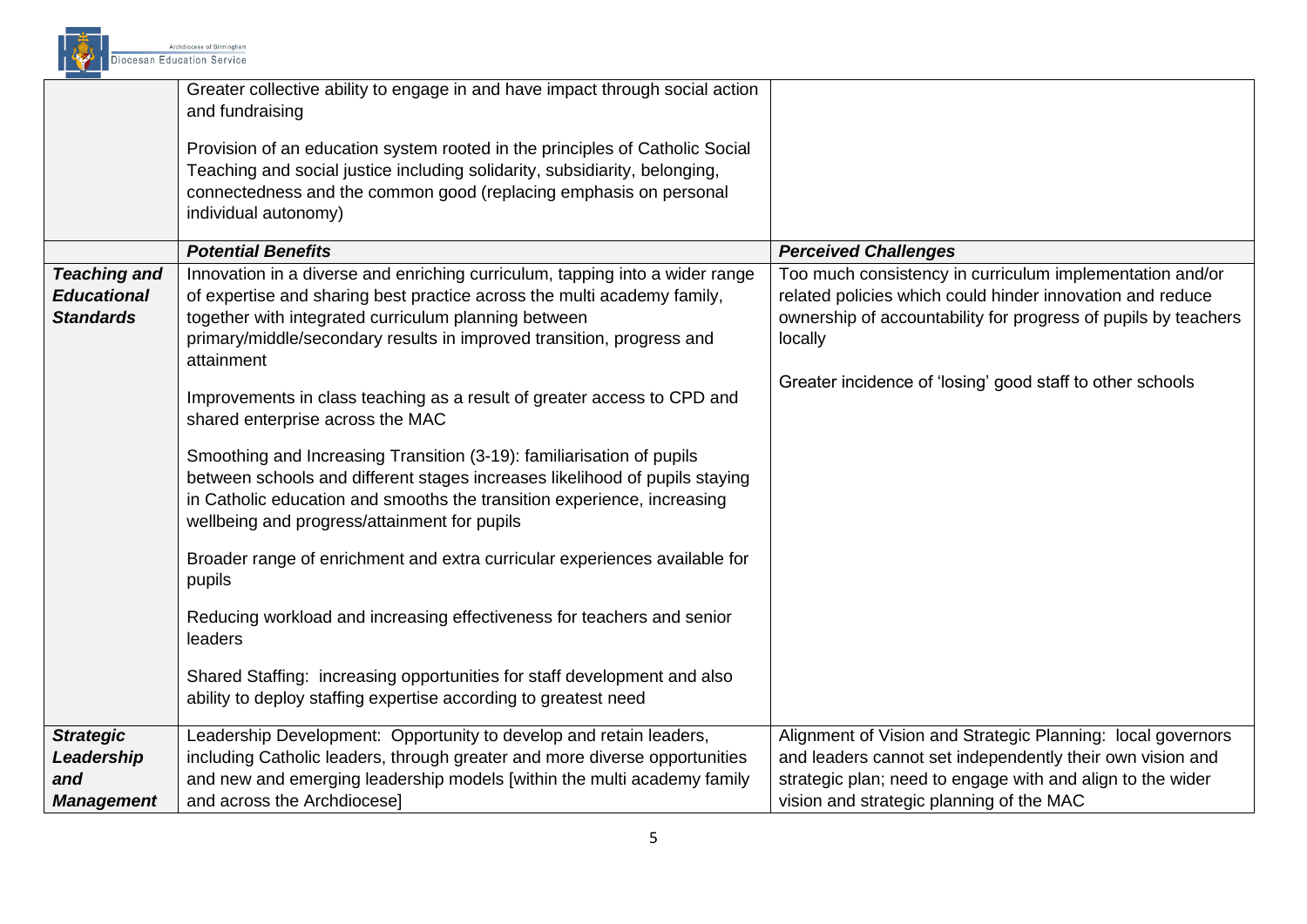| | | |
|---|---|---|
| | Greater collective ability to engage in and have impact through social action and fundraising<br><br>Provision of an education system rooted in the principles of Catholic Social Teaching and social justice including solidarity, subsidiarity, belonging, connectedness and the common good (replacing emphasis on personal individual autonomy) | |
| | ***Potential Benefits*** | ***Perceived Challenges*** |
| ***Teaching and Educational Standards*** | Innovation in a diverse and enriching curriculum, tapping into a wider range of expertise and sharing best practice across the multi academy family, together with integrated curriculum planning between primary/middle/secondary results in improved transition, progress and attainment<br><br>Improvements in class teaching as a result of greater access to CPD and shared enterprise across the MAC<br><br>Smoothing and Increasing Transition (3-19): familiarisation of pupils between schools and different stages increases likelihood of pupils staying in Catholic education and smooths the transition experience, increasing wellbeing and progress/attainment for pupils<br><br>Broader range of enrichment and extra curricular experiences available for pupils<br><br>Reducing workload and increasing effectiveness for teachers and senior leaders<br><br>Shared Staffing: increasing opportunities for staff development and also ability to deploy staffing expertise according to greatest need | Too much consistency in curriculum implementation and/or related policies which could hinder innovation and reduce ownership of accountability for progress of pupils by teachers locally<br><br>Greater incidence of 'losing' good staff to other schools |
| ***Strategic Leadership and Management*** | Leadership Development: Opportunity to develop and retain leaders, including Catholic leaders, through greater and more diverse opportunities and new and emerging leadership models [within the multi academy family and across the Archdiocese] | Alignment of Vision and Strategic Planning: local governors and leaders cannot set independently their own vision and strategic plan; need to engage with and align to the wider vision and strategic planning of the MAC |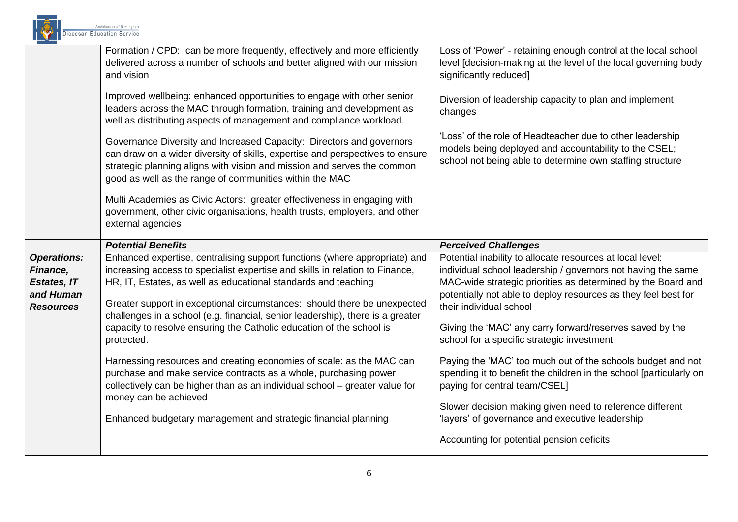| | | |
|---|---|---|
| | Formation / CPD: can be more frequently, effectively and more efficiently delivered across a number of schools and better aligned with our mission and vision<br><br>Improved wellbeing: enhanced opportunities to engage with other senior leaders across the MAC through formation, training and development as well as distributing aspects of management and compliance workload.<br><br>Governance Diversity and Increased Capacity: Directors and governors can draw on a wider diversity of skills, expertise and perspectives to ensure strategic planning aligns with vision and mission and serves the common good as well as the range of communities within the MAC<br><br>Multi Academies as Civic Actors: greater effectiveness in engaging with government, other civic organisations, health trusts, employers, and other external agencies | Loss of 'Power' - retaining enough control at the local school level [decision-making at the level of the local governing body significantly reduced]<br><br>Diversion of leadership capacity to plan and implement changes<br><br>'Loss' of the role of Headteacher due to other leadership models being deployed and accountability to the CSEL; school not being able to determine own staffing structure |
| | ***Potential Benefits*** | ***Perceived Challenges*** |
| ***Operations: Finance, Estates, IT and Human Resources*** | Enhanced expertise, centralising support functions (where appropriate) and increasing access to specialist expertise and skills in relation to Finance, HR, IT, Estates, as well as educational standards and teaching<br><br>Greater support in exceptional circumstances: should there be unexpected challenges in a school (e.g. financial, senior leadership), there is a greater capacity to resolve ensuring the Catholic education of the school is protected.<br><br>Harnessing resources and creating economies of scale: as the MAC can purchase and make service contracts as a whole, purchasing power collectively can be higher than as an individual school – greater value for money can be achieved<br><br>Enhanced budgetary management and strategic financial planning | Potential inability to allocate resources at local level: individual school leadership / governors not having the same MAC-wide strategic priorities as determined by the Board and potentially not able to deploy resources as they feel best for their individual school<br><br>Giving the 'MAC' any carry forward/reserves saved by the school for a specific strategic investment<br><br>Paying the 'MAC' too much out of the schools budget and not spending it to benefit the children in the school [particularly on paying for central team/CSEL]<br><br>Slower decision making given need to reference different 'layers' of governance and executive leadership<br><br>Accounting for potential pension deficits |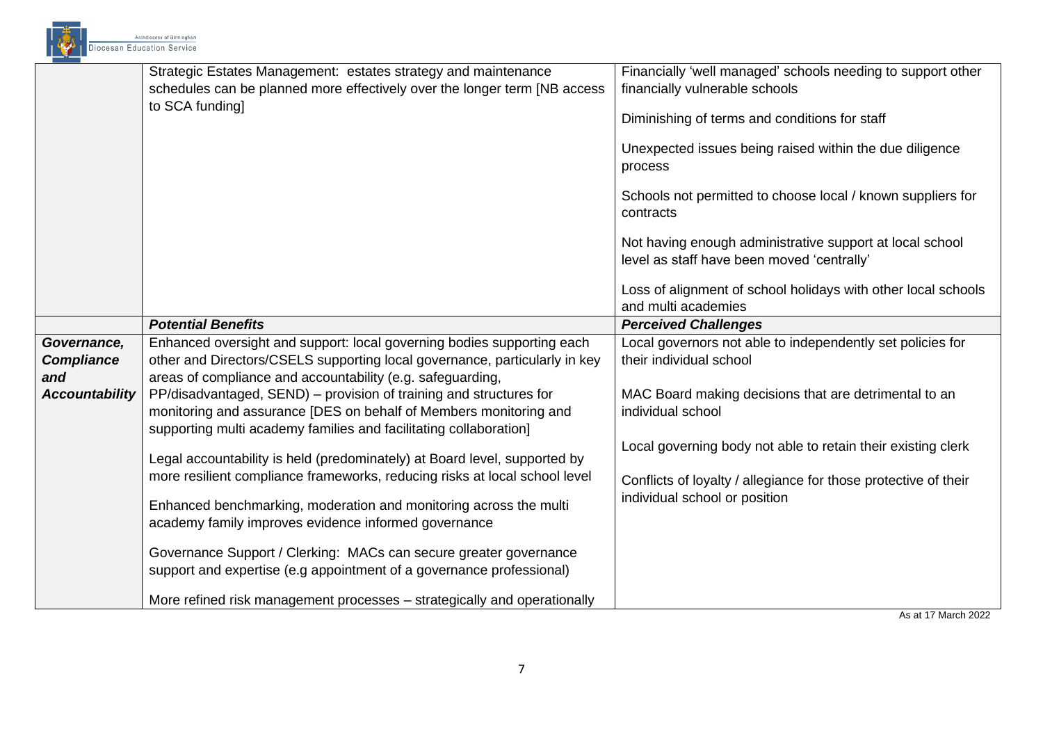| | | |
|---|---|---|
| | Strategic Estates Management: estates strategy and maintenance schedules can be planned more effectively over the longer term [NB access to SCA funding] | Financially 'well managed' schools needing to support other financially vulnerable schools<br><br>Diminishing of terms and conditions for staff<br><br>Unexpected issues being raised within the due diligence process<br><br>Schools not permitted to choose local / known suppliers for contracts<br><br>Not having enough administrative support at local school level as staff have been moved 'centrally'<br><br>Loss of alignment of school holidays with other local schools and multi academies |
| | ***Potential Benefits*** | ***Perceived Challenges*** |
| ***Governance, Compliance and Accountability*** | Enhanced oversight and support: local governing bodies supporting each other and Directors/CSELS supporting local governance, particularly in key areas of compliance and accountability (e.g. safeguarding, PP/disadvantaged, SEND) – provision of training and structures for monitoring and assurance [DES on behalf of Members monitoring and supporting multi academy families and facilitating collaboration]<br><br>Legal accountability is held (predominately) at Board level, supported by more resilient compliance frameworks, reducing risks at local school level<br><br>Enhanced benchmarking, moderation and monitoring across the multi academy family improves evidence informed governance<br><br>Governance Support / Clerking: MACs can secure greater governance support and expertise (e.g appointment of a governance professional)<br><br>More refined risk management processes – strategically and operationally | Local governors not able to independently set policies for their individual school<br><br>MAC Board making decisions that are detrimental to an individual school<br><br>Local governing body not able to retain their existing clerk<br><br>Conflicts of loyalty / allegiance for those protective of their individual school or position |

As at 17 March 2022